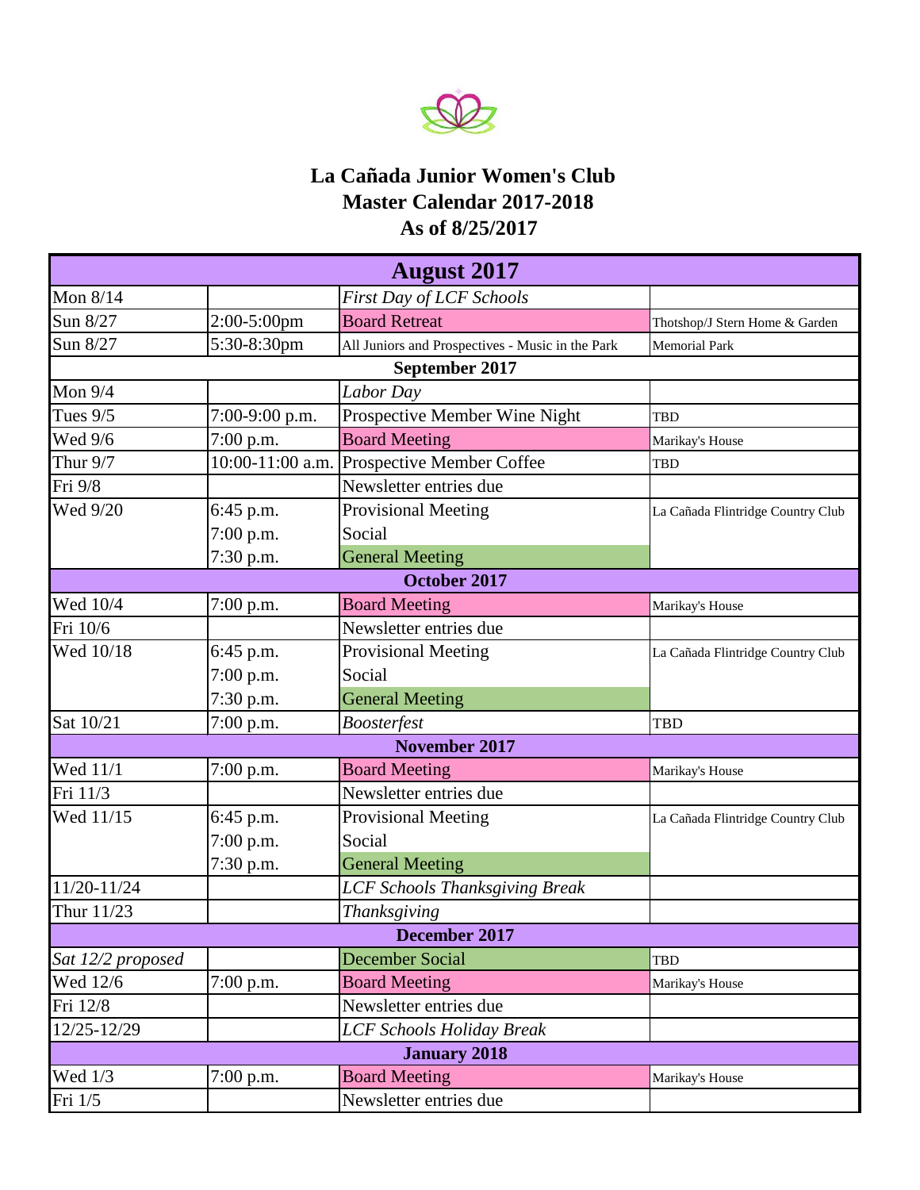# La Cañada Junior Women's Club
## Master Calendar 2017-2018
## As of 8/25/2017

| **August 2017** | | | |
|---|---|---|---|
| Mon 8/14 | | *First Day of LCF Schools* | |
| Sun 8/27 | 2:00-5:00pm | Board Retreat | Thotshop/J Stern Home & Garden |
| Sun 8/27 | 5:30-8:30pm | All Juniors and Prospectives - Music in the Park | Memorial Park |
| **September 2017** | | | |
| Mon 9/4 | | *Labor Day* | |
| Tues 9/5 | 7:00-9:00 p.m. | Prospective Member Wine Night | TBD |
| Wed 9/6 | 7:00 p.m. | Board Meeting | Marikay's House |
| Thur 9/7 | 10:00-11:00 a.m. | Prospective Member Coffee | TBD |
| Fri 9/8 | | Newsletter entries due | |
| Wed 9/20 | 6:45 p.m. | Provisional Meeting | La Cañada Flintridge Country Club |
| | 7:00 p.m. | Social | |
| | 7:30 p.m. | General Meeting | |
| **October 2017** | | | |
| Wed 10/4 | 7:00 p.m. | Board Meeting | Marikay's House |
| Fri 10/6 | | Newsletter entries due | |
| Wed 10/18 | 6:45 p.m. | Provisional Meeting | La Cañada Flintridge Country Club |
| | 7:00 p.m. | Social | |
| | 7:30 p.m. | General Meeting | |
| Sat 10/21 | 7:00 p.m. | *Boosterfest* | TBD |
| **November 2017** | | | |
| Wed 11/1 | 7:00 p.m. | Board Meeting | Marikay's House |
| Fri 11/3 | | Newsletter entries due | |
| Wed 11/15 | 6:45 p.m. | Provisional Meeting | La Cañada Flintridge Country Club |
| | 7:00 p.m. | Social | |
| | 7:30 p.m. | General Meeting | |
| 11/20-11/24 | | *LCF Schools Thanksgiving Break* | |
| Thur 11/23 | | *Thanksgiving* | |
| **December 2017** | | | |
| *Sat 12/2 proposed* | | December Social | TBD |
| Wed 12/6 | 7:00 p.m. | Board Meeting | Marikay's House |
| Fri 12/8 | | Newsletter entries due | |
| 12/25-12/29 | | *LCF Schools Holiday Break* | |
| **January 2018** | | | |
| Wed 1/3 | 7:00 p.m. | Board Meeting | Marikay's House |
| Fri 1/5 | | Newsletter entries due | |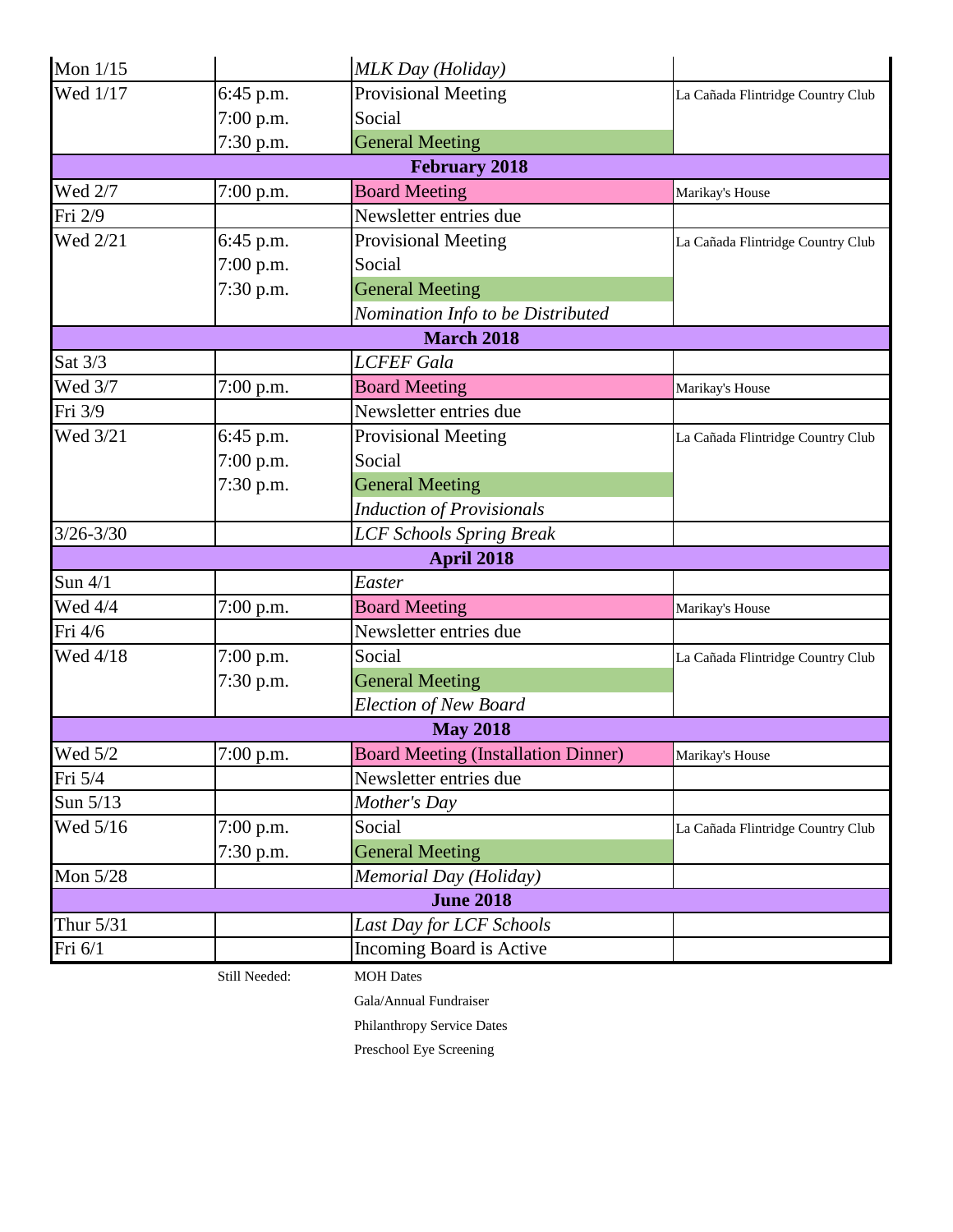| | | | |
|---|---|---|---|
| Mon 1/15 | | *MLK Day (Holiday)* | |
| Wed 1/17 | 6:45 p.m. | Provisional Meeting | La Cañada Flintridge Country Club |
| | 7:00 p.m. | Social | |
| | 7:30 p.m. | General Meeting | |
| **February 2018** | | | |
| Wed 2/7 | 7:00 p.m. | Board Meeting | Marikay's House |
| Fri 2/9 | | Newsletter entries due | |
| Wed 2/21 | 6:45 p.m. | Provisional Meeting | La Cañada Flintridge Country Club |
| | 7:00 p.m. | Social | |
| | 7:30 p.m. | General Meeting | |
| | | *Nomination Info to be Distributed* | |
| **March 2018** | | | |
| Sat 3/3 | | *LCFEF Gala* | |
| Wed 3/7 | 7:00 p.m. | Board Meeting | Marikay's House |
| Fri 3/9 | | Newsletter entries due | |
| Wed 3/21 | 6:45 p.m. | Provisional Meeting | La Cañada Flintridge Country Club |
| | 7:00 p.m. | Social | |
| | 7:30 p.m. | General Meeting | |
| | | *Induction of Provisionals* | |
| 3/26-3/30 | | *LCF Schools Spring Break* | |
| **April 2018** | | | |
| Sun 4/1 | | *Easter* | |
| Wed 4/4 | 7:00 p.m. | Board Meeting | Marikay's House |
| Fri 4/6 | | Newsletter entries due | |
| Wed 4/18 | 7:00 p.m. | Social | La Cañada Flintridge Country Club |
| | 7:30 p.m. | General Meeting | |
| | | *Election of New Board* | |
| **May 2018** | | | |
| Wed 5/2 | 7:00 p.m. | Board Meeting (Installation Dinner) | Marikay's House |
| Fri 5/4 | | Newsletter entries due | |
| Sun 5/13 | | *Mother's Day* | |
| Wed 5/16 | 7:00 p.m. | Social | La Cañada Flintridge Country Club |
| | 7:30 p.m. | General Meeting | |
| Mon 5/28 | | *Memorial Day (Holiday)* | |
| **June 2018** | | | |
| Thur 5/31 | | *Last Day for LCF Schools* | |
| Fri 6/1 | | Incoming Board is Active | |

Still Needed:

- MOH Dates
- Gala/Annual Fundraiser
- Philanthropy Service Dates
- Preschool Eye Screening